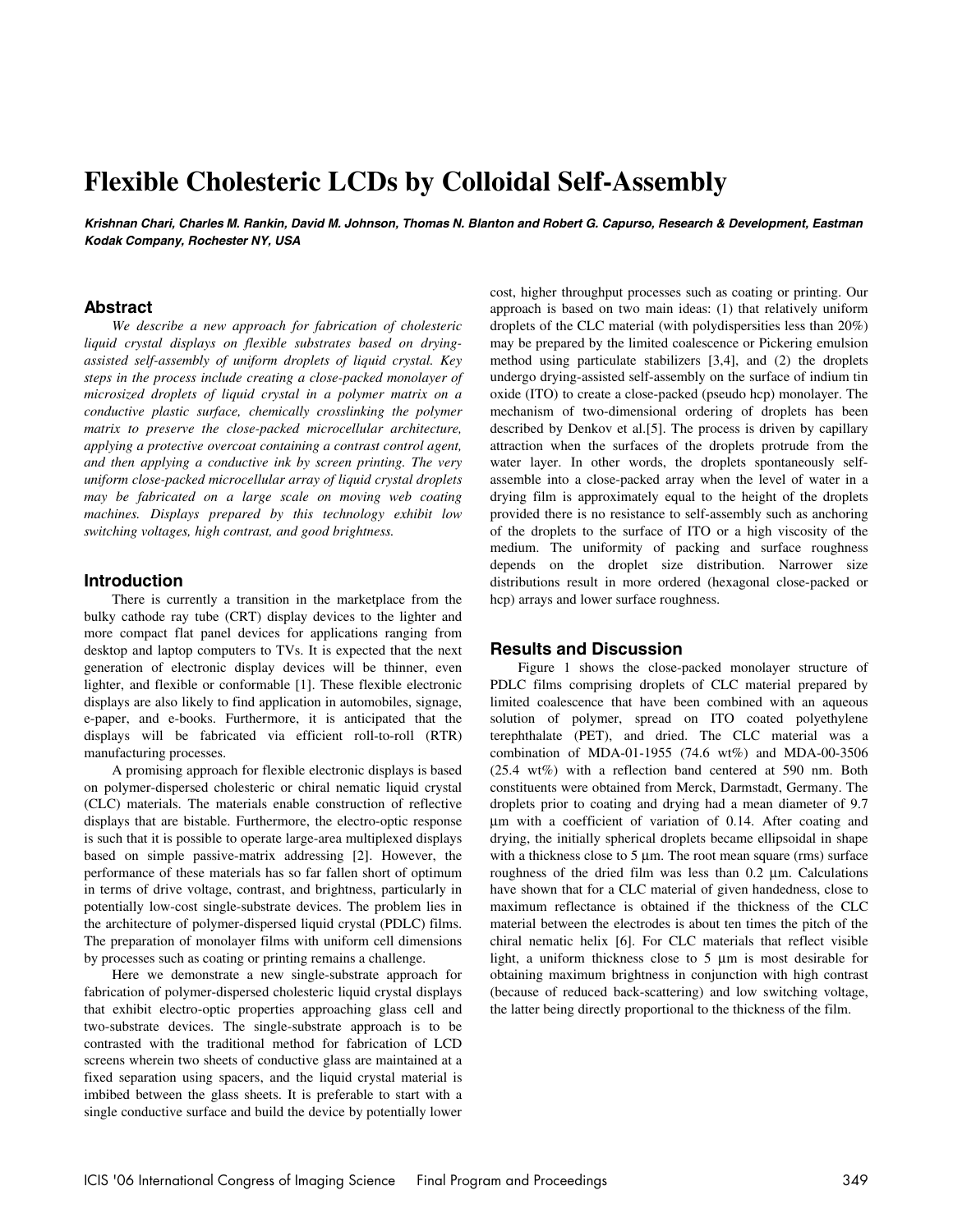# Flexible Cholesteric LCDs by Colloidal Self-Assembly

***Krishnan Chari, Charles M. Rankin, David M. Johnson, Thomas N. Blanton and Robert G. Capurso, Research & Development, Eastman Kodak Company, Rochester NY, USA***

## Abstract

*We describe a new approach for fabrication of cholesteric liquid crystal displays on flexible substrates based on drying-assisted self-assembly of uniform droplets of liquid crystal. Key steps in the process include creating a close-packed monolayer of microsized droplets of liquid crystal in a polymer matrix on a conductive plastic surface, chemically crosslinking the polymer matrix to preserve the close-packed microcellular architecture, applying a protective overcoat containing a contrast control agent, and then applying a conductive ink by screen printing. The very uniform close-packed microcellular array of liquid crystal droplets may be fabricated on a large scale on moving web coating machines. Displays prepared by this technology exhibit low switching voltages, high contrast, and good brightness.*

## Introduction

There is currently a transition in the marketplace from the bulky cathode ray tube (CRT) display devices to the lighter and more compact flat panel devices for applications ranging from desktop and laptop computers to TVs. It is expected that the next generation of electronic display devices will be thinner, even lighter, and flexible or conformable [1]. These flexible electronic displays are also likely to find application in automobiles, signage, e-paper, and e-books. Furthermore, it is anticipated that the displays will be fabricated via efficient roll-to-roll (RTR) manufacturing processes.

A promising approach for flexible electronic displays is based on polymer-dispersed cholesteric or chiral nematic liquid crystal (CLC) materials. The materials enable construction of reflective displays that are bistable. Furthermore, the electro-optic response is such that it is possible to operate large-area multiplexed displays based on simple passive-matrix addressing [2]. However, the performance of these materials has so far fallen short of optimum in terms of drive voltage, contrast, and brightness, particularly in potentially low-cost single-substrate devices. The problem lies in the architecture of polymer-dispersed liquid crystal (PDLC) films. The preparation of monolayer films with uniform cell dimensions by processes such as coating or printing remains a challenge.

Here we demonstrate a new single-substrate approach for fabrication of polymer-dispersed cholesteric liquid crystal displays that exhibit electro-optic properties approaching glass cell and two-substrate devices. The single-substrate approach is to be contrasted with the traditional method for fabrication of LCD screens wherein two sheets of conductive glass are maintained at a fixed separation using spacers, and the liquid crystal material is imbibed between the glass sheets. It is preferable to start with a single conductive surface and build the device by potentially lower cost, higher throughput processes such as coating or printing. Our approach is based on two main ideas: (1) that relatively uniform droplets of the CLC material (with polydispersities less than 20%) may be prepared by the limited coalescence or Pickering emulsion method using particulate stabilizers [3,4], and (2) the droplets undergo drying-assisted self-assembly on the surface of indium tin oxide (ITO) to create a close-packed (pseudo hcp) monolayer. The mechanism of two-dimensional ordering of droplets has been described by Denkov et al.[5]. The process is driven by capillary attraction when the surfaces of the droplets protrude from the water layer. In other words, the droplets spontaneously self-assemble into a close-packed array when the level of water in a drying film is approximately equal to the height of the droplets provided there is no resistance to self-assembly such as anchoring of the droplets to the surface of ITO or a high viscosity of the medium. The uniformity of packing and surface roughness depends on the droplet size distribution. Narrower size distributions result in more ordered (hexagonal close-packed or hcp) arrays and lower surface roughness.

## Results and Discussion

Figure 1 shows the close-packed monolayer structure of PDLC films comprising droplets of CLC material prepared by limited coalescence that have been combined with an aqueous solution of polymer, spread on ITO coated polyethylene terephthalate (PET), and dried. The CLC material was a combination of MDA-01-1955 (74.6 wt%) and MDA-00-3506 (25.4 wt%) with a reflection band centered at 590 nm. Both constituents were obtained from Merck, Darmstadt, Germany. The droplets prior to coating and drying had a mean diameter of 9.7 µm with a coefficient of variation of 0.14. After coating and drying, the initially spherical droplets became ellipsoidal in shape with a thickness close to 5 µm. The root mean square (rms) surface roughness of the dried film was less than 0.2 µm. Calculations have shown that for a CLC material of given handedness, close to maximum reflectance is obtained if the thickness of the CLC material between the electrodes is about ten times the pitch of the chiral nematic helix [6]. For CLC materials that reflect visible light, a uniform thickness close to 5 µm is most desirable for obtaining maximum brightness in conjunction with high contrast (because of reduced back-scattering) and low switching voltage, the latter being directly proportional to the thickness of the film.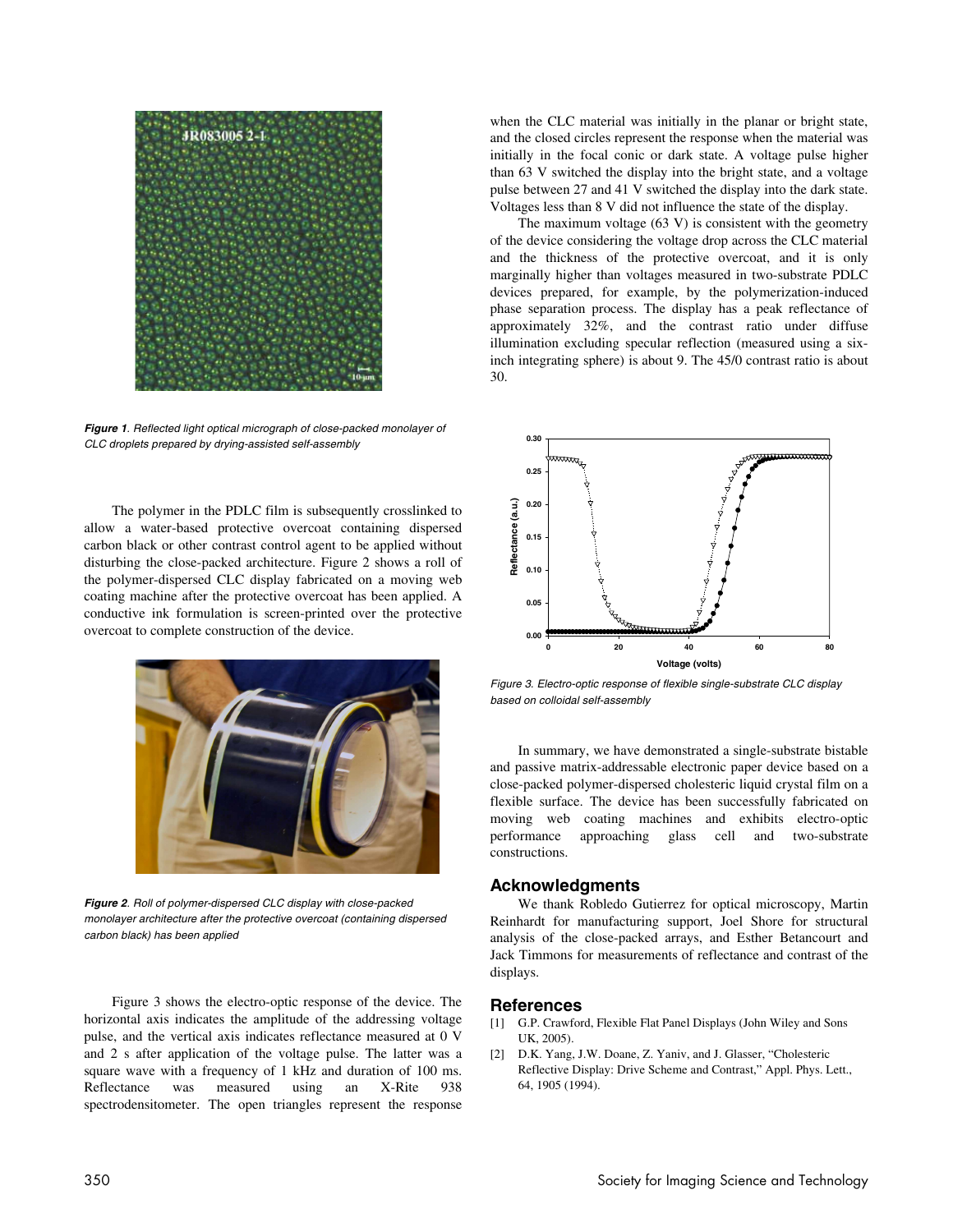*Figure 1. Reflected light optical micrograph of close-packed monolayer of CLC droplets prepared by drying-assisted self-assembly*

The polymer in the PDLC film is subsequently crosslinked to allow a water-based protective overcoat containing dispersed carbon black or other contrast control agent to be applied without disturbing the close-packed architecture. Figure 2 shows a roll of the polymer-dispersed CLC display fabricated on a moving web coating machine after the protective overcoat has been applied. A conductive ink formulation is screen-printed over the protective overcoat to complete construction of the device.

*Figure 2. Roll of polymer-dispersed CLC display with close-packed monolayer architecture after the protective overcoat (containing dispersed carbon black) has been applied*

Figure 3 shows the electro-optic response of the device. The horizontal axis indicates the amplitude of the addressing voltage pulse, and the vertical axis indicates reflectance measured at 0 V and 2 s after application of the voltage pulse. The latter was a square wave with a frequency of 1 kHz and duration of 100 ms. Reflectance was measured using an X-Rite 938 spectrodensitometer. The open triangles represent the response when the CLC material was initially in the planar or bright state, and the closed circles represent the response when the material was initially in the focal conic or dark state. A voltage pulse higher than 63 V switched the display into the bright state, and a voltage pulse between 27 and 41 V switched the display into the dark state. Voltages less than 8 V did not influence the state of the display.

The maximum voltage (63 V) is consistent with the geometry of the device considering the voltage drop across the CLC material and the thickness of the protective overcoat, and it is only marginally higher than voltages measured in two-substrate PDLC devices prepared, for example, by the polymerization-induced phase separation process. The display has a peak reflectance of approximately 32%, and the contrast ratio under diffuse illumination excluding specular reflection (measured using a six-inch integrating sphere) is about 9. The 45/0 contrast ratio is about 30.

*Figure 3. Electro-optic response of flexible single-substrate CLC display based on colloidal self-assembly*

In summary, we have demonstrated a single-substrate bistable and passive matrix-addressable electronic paper device based on a close-packed polymer-dispersed cholesteric liquid crystal film on a flexible surface. The device has been successfully fabricated on moving web coating machines and exhibits electro-optic performance approaching glass cell and two-substrate constructions.

## Acknowledgments

We thank Robledo Gutierrez for optical microscopy, Martin Reinhardt for manufacturing support, Joel Shore for structural analysis of the close-packed arrays, and Esther Betancourt and Jack Timmons for measurements of reflectance and contrast of the displays.

## References

[1] G.P. Crawford, Flexible Flat Panel Displays (John Wiley and Sons UK, 2005).

[2] D.K. Yang, J.W. Doane, Z. Yaniv, and J. Glasser, "Cholesteric Reflective Display: Drive Scheme and Contrast," Appl. Phys. Lett., 64, 1905 (1994).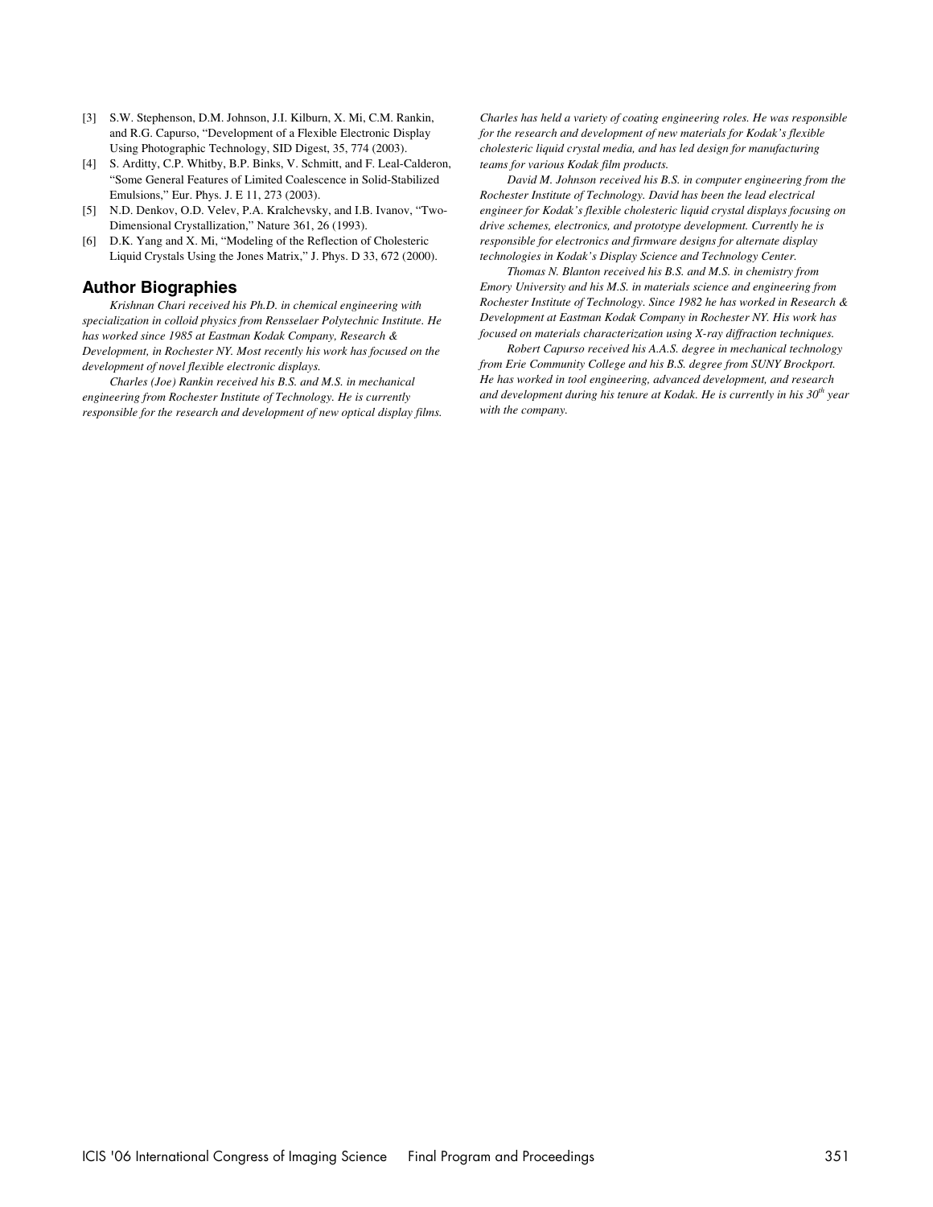[3] S.W. Stephenson, D.M. Johnson, J.I. Kilburn, X. Mi, C.M. Rankin, and R.G. Capurso, "Development of a Flexible Electronic Display Using Photographic Technology, SID Digest, 35, 774 (2003).

[4] S. Arditty, C.P. Whitby, B.P. Binks, V. Schmitt, and F. Leal-Calderon, "Some General Features of Limited Coalescence in Solid-Stabilized Emulsions," Eur. Phys. J. E 11, 273 (2003).

[5] N.D. Denkov, O.D. Velev, P.A. Kralchevsky, and I.B. Ivanov, "Two-Dimensional Crystallization," Nature 361, 26 (1993).

[6] D.K. Yang and X. Mi, "Modeling of the Reflection of Cholesteric Liquid Crystals Using the Jones Matrix," J. Phys. D 33, 672 (2000).

## Author Biographies

*Krishnan Chari received his Ph.D. in chemical engineering with specialization in colloid physics from Rensselaer Polytechnic Institute. He has worked since 1985 at Eastman Kodak Company, Research & Development, in Rochester NY. Most recently his work has focused on the development of novel flexible electronic displays.*

*Charles (Joe) Rankin received his B.S. and M.S. in mechanical engineering from Rochester Institute of Technology. He is currently responsible for the research and development of new optical display films. Charles has held a variety of coating engineering roles. He was responsible for the research and development of new materials for Kodak's flexible cholesteric liquid crystal media, and has led design for manufacturing teams for various Kodak film products.*

*David M. Johnson received his B.S. in computer engineering from the Rochester Institute of Technology. David has been the lead electrical engineer for Kodak's flexible cholesteric liquid crystal displays focusing on drive schemes, electronics, and prototype development. Currently he is responsible for electronics and firmware designs for alternate display technologies in Kodak's Display Science and Technology Center.*

*Thomas N. Blanton received his B.S. and M.S. in chemistry from Emory University and his M.S. in materials science and engineering from Rochester Institute of Technology. Since 1982 he has worked in Research & Development at Eastman Kodak Company in Rochester NY. His work has focused on materials characterization using X-ray diffraction techniques.*

*Robert Capurso received his A.A.S. degree in mechanical technology from Erie Community College and his B.S. degree from SUNY Brockport. He has worked in tool engineering, advanced development, and research and development during his tenure at Kodak. He is currently in his 30th year with the company.*